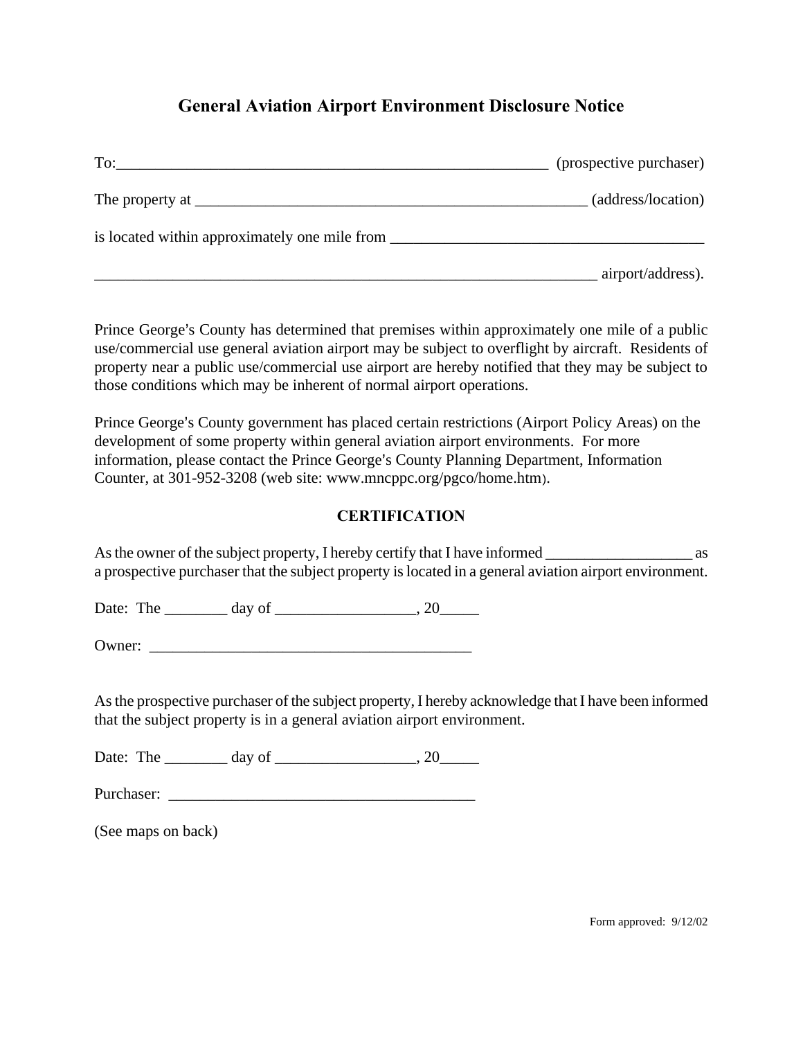# General Aviation Airport Environment Disclosure Notice

To:_______________________________________________________ (prospective purchaser)

The property at ___________________________________________________ (address/location)

is located within approximately one mile from _______________________________________

_________________________________________________________________ airport/address).

Prince George's County has determined that premises within approximately one mile of a public use/commercial use general aviation airport may be subject to overflight by aircraft. Residents of property near a public use/commercial use airport are hereby notified that they may be subject to those conditions which may be inherent of normal airport operations.

Prince George's County government has placed certain restrictions (Airport Policy Areas) on the development of some property within general aviation airport environments. For more information, please contact the Prince George's County Planning Department, Information Counter, at 301-952-3208 (web site: www.mncppc.org/pgco/home.htm).

## CERTIFICATION

As the owner of the subject property, I hereby certify that I have informed __________________ as a prospective purchaser that the subject property is located in a general aviation airport environment.

Date: The ________ day of _________________, 20_____

Owner: __________________________________________

As the prospective purchaser of the subject property, I hereby acknowledge that I have been informed that the subject property is in a general aviation airport environment.

Date: The ________ day of _________________, 20_____

Purchaser: _______________________________________

(See maps on back)

Form approved: 9/12/02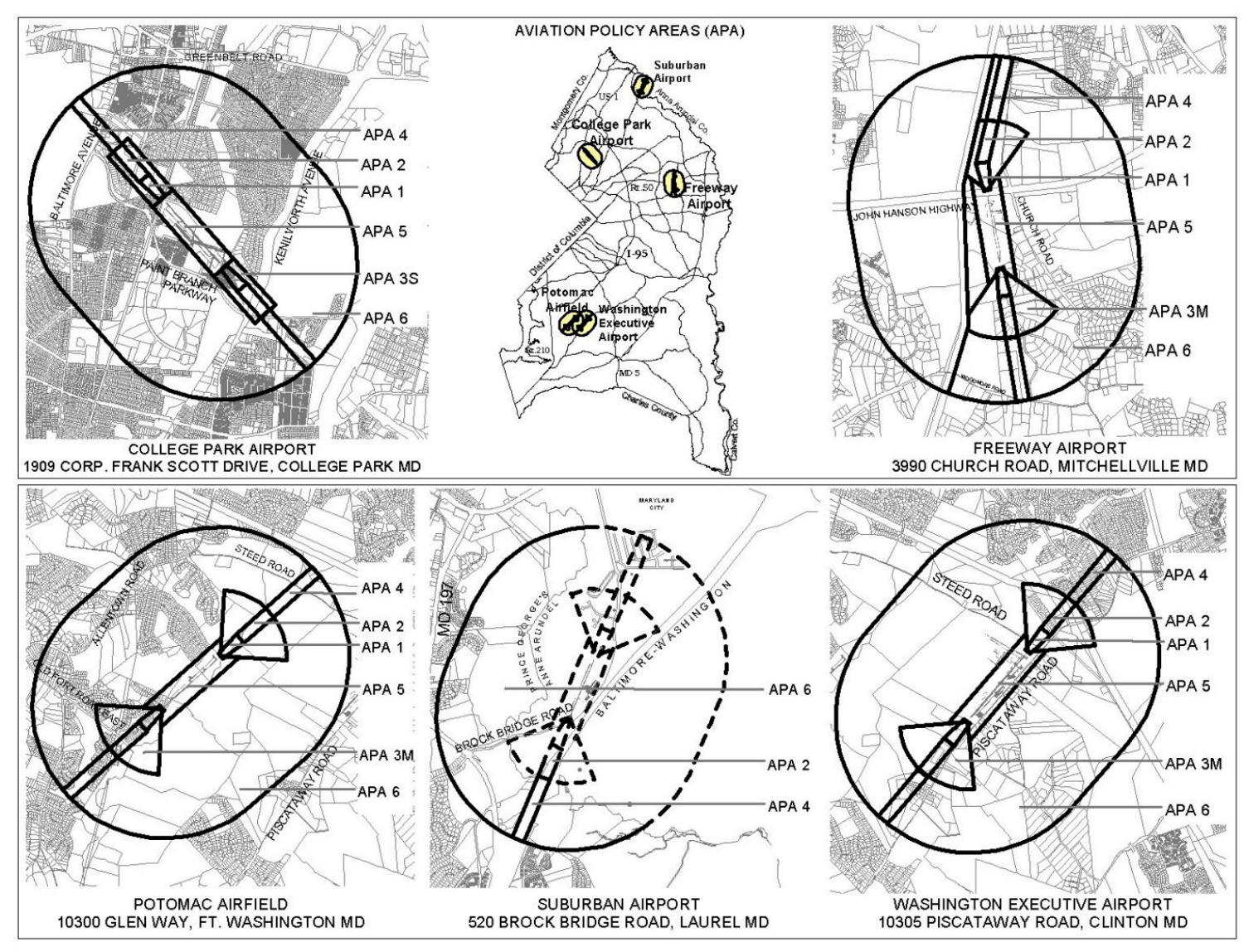AVIATION POLICY AREAS (APA)

Suburban Airport

College Park Airport

Freeway Airport

Potomac Airfield

Washington Executive Airport

Montgomery Co.

Anne Arundel Co.

District of Columbia

Charles County

Calvert Co.

US 1

Rt. 50

I-95

Rt. 210

MD 5

GREENBELT ROAD

BALTIMORE AVENUE

KENILWORTH AVENUE

PAINT BRANCH PARKWAY

APA 4

APA 2

APA 1

APA 5

APA 3S

APA 6

COLLEGE PARK AIRPORT
1909 CORP. FRANK SCOTT DRIVE, COLLEGE PARK MD

JOHN HANSON HIGHWAY

CHURCH ROAD

MOUNTAIN ROAD

APA 4

APA 2

APA 1

APA 5

APA 3M

APA 6

FREEWAY AIRPORT
3990 CHURCH ROAD, MITCHELLVILLE MD

ALLENTOWN ROAD

STEED ROAD

OLD FORT ROAD EAST

PISCATAWAY ROAD

APA 4

APA 2

APA 1

APA 5

APA 3M

APA 6

POTOMAC AIRFIELD
10300 GLEN WAY, FT. WASHINGTON MD

MARYLAND CITY

MD 197

PRINCE GEORGE'S

ANNE ARUNDEL

BALTIMORE-WASHINGTON

BROCK BRIDGE ROAD

APA 6

APA 2

APA 4

SUBURBAN AIRPORT
520 BROCK BRIDGE ROAD, LAUREL MD

STEED ROAD

PISCATAWAY ROAD

APA 4

APA 2

APA 1

APA 5

APA 3M

APA 6

WASHINGTON EXECUTIVE AIRPORT
10305 PISCATAWAY ROAD, CLINTON MD